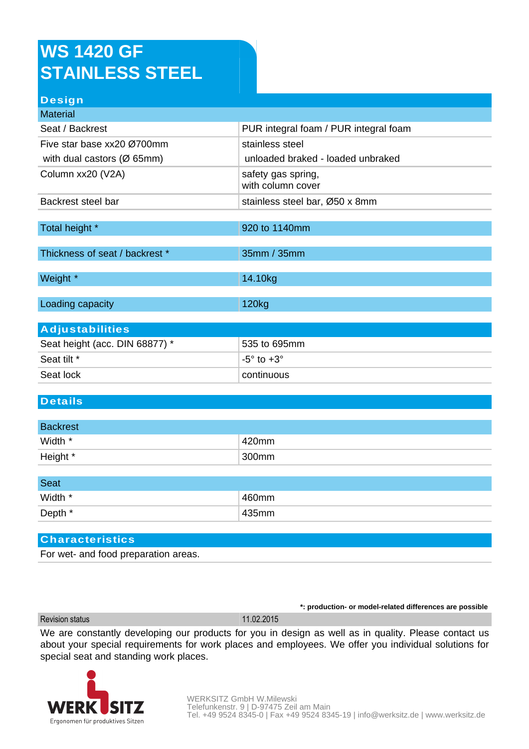# WS 1420 GF STAINLESS STEEL

## Design

| Material | |
|---|---|
| Seat / Backrest | PUR integral foam / PUR integral foam |
| Five star base xx20 Ø700mm<br>with dual castors (Ø 65mm) | stainless steel<br>unloaded braked - loaded unbraked |
| Column xx20 (V2A) | safety gas spring,<br>with column cover |
| Backrest steel bar | stainless steel bar, Ø50 x 8mm |

| | |
|---|---|
| Total height * | 920 to 1140mm |
| Thickness of seat / backrest * | 35mm / 35mm |
| Weight * | 14.10kg |
| Loading capacity | 120kg |

## Adjustabilities

| | |
|---|---|
| Seat height (acc. DIN 68877) * | 535 to 695mm |
| Seat tilt * | -5° to +3° |
| Seat lock | continuous |

## Details

| Backrest | |
|---|---|
| Width * | 420mm |
| Height * | 300mm |

| Seat | |
|---|---|
| Width * | 460mm |
| Depth * | 435mm |

## Characteristics

For wet- and food preparation areas.

**\*: production- or model-related differences are possible**

| Revision status | 11.02.2015 |
|---|---|

We are constantly developing our products for you in design as well as in quality. Please contact us about your special requirements for work places and employees. We offer you individual solutions for special seat and standing work places.

WERKSITZ
Ergonomen für produktives Sitzen

WERKSITZ GmbH W.Milewski
Telefunkenstr. 9 | D-97475 Zeil am Main
Tel. +49 9524 8345-0 | Fax +49 9524 8345-19 | info@werksitz.de | www.werksitz.de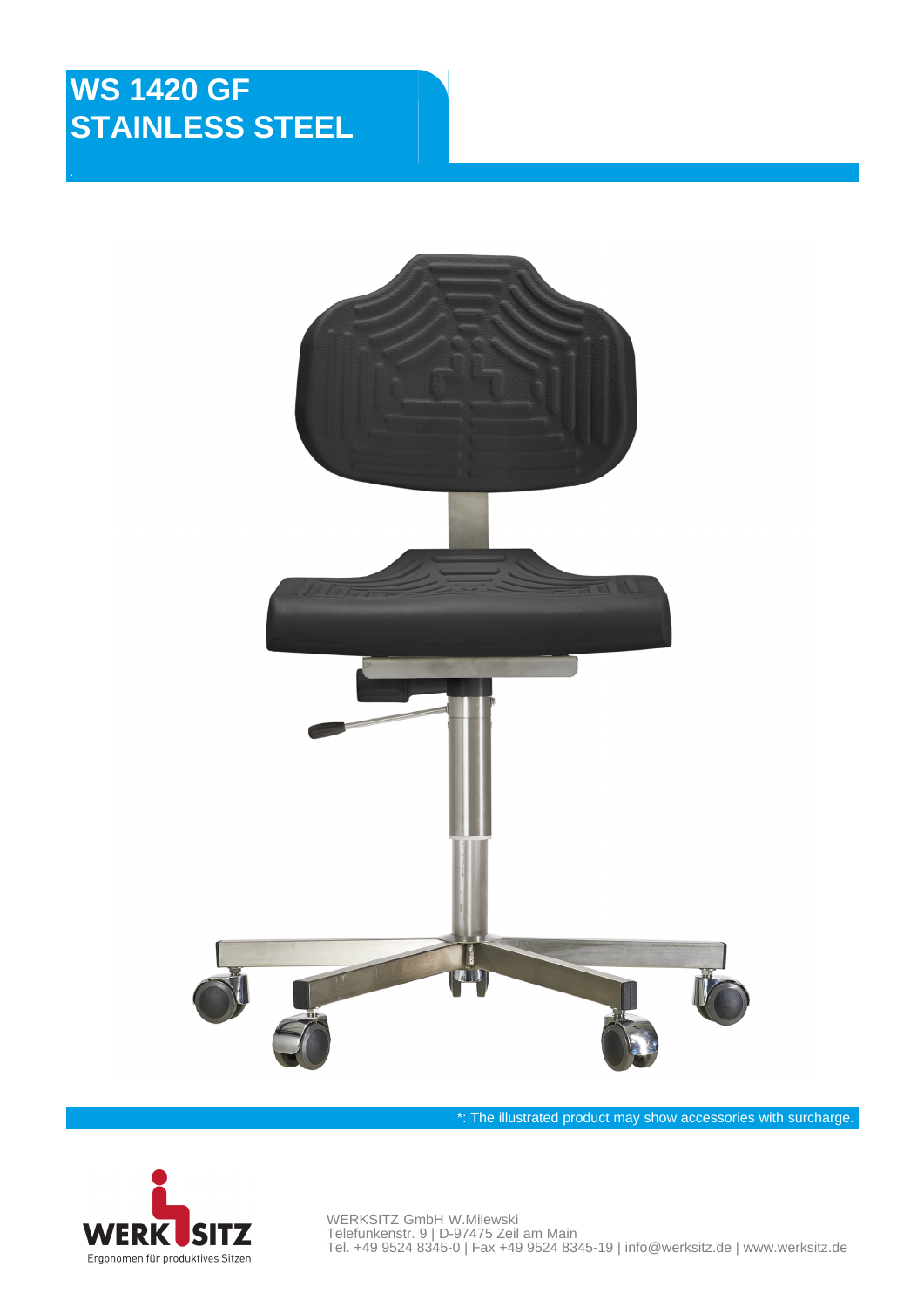# WS 1420 GF STAINLESS STEEL

*: The illustrated product may show accessories with surcharge.

WERKSITZ GmbH W.Milewski
Telefunkenstr. 9 | D-97475 Zeil am Main
Tel. +49 9524 8345-0 | Fax +49 9524 8345-19 | info@werksitz.de | www.werksitz.de